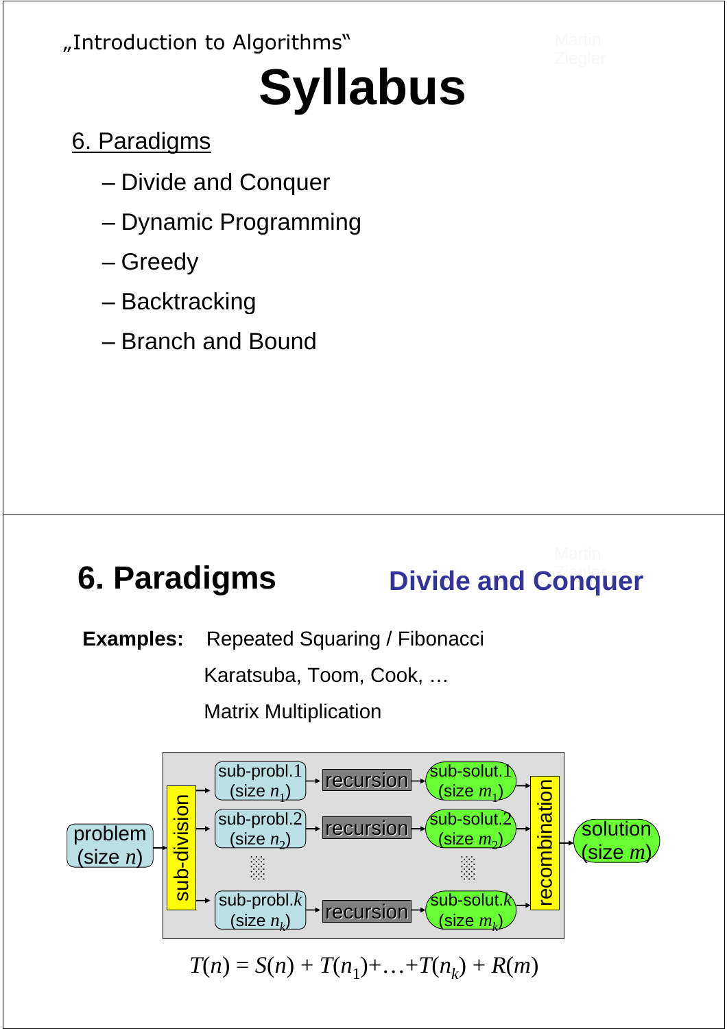„Introduction to Algorithms"

# Syllabus

6. Paradigms

– Divide and Conquer

– Dynamic Programming

– Greedy

– Backtracking

– Branch and Bound

## 6. Paradigms

### Divide and Conquer

**Examples:** Repeated Squaring / Fibonacci

Karatsuba, Toom, Cook, …

Matrix Multiplication

problem (size $n$) → sub-division → sub-probl.1 (size $n_1$), sub-probl.2 (size $n_2$), …, sub-probl.$k$ (size $n_k$) → recursion → sub-solut.1 (size $m_1$), sub-solut.2 (size $m_2$), …, sub-solut.$k$ (size $m_k$) → recombination → solution (size $m$)

$$T(n) = S(n) + T(n_1) + \ldots + T(n_k) + R(m)$$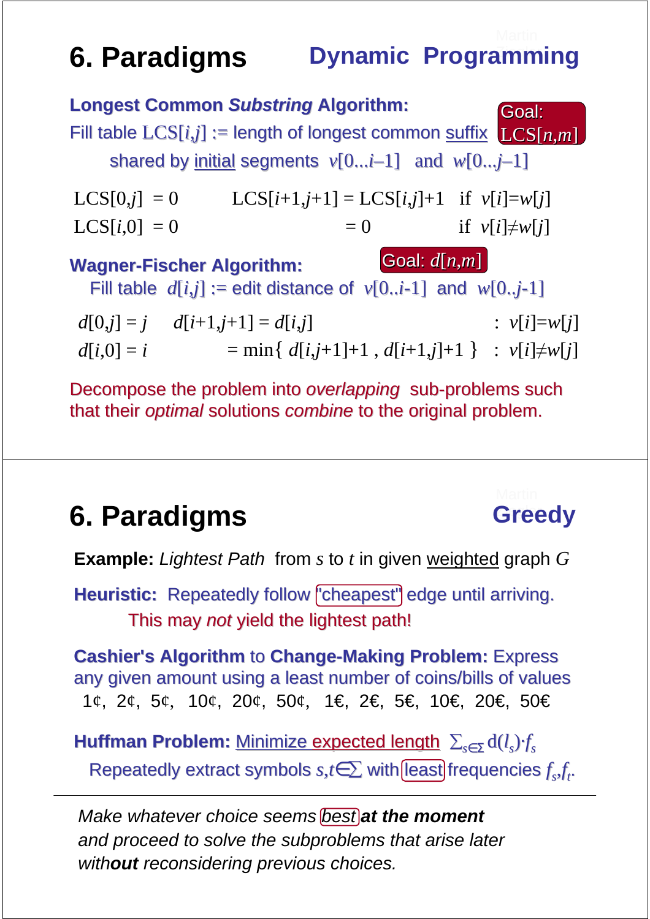# 6. Paradigms — Dynamic Programming

**Longest Common *Substring* Algorithm:**

Fill table $\mathrm{LCS}[i,j]$ := length of longest common suffix shared by initial segments $v[0...i-1]$ and $w[0...j-1]$

**Goal:** $\mathrm{LCS}[n,m]$

$\mathrm{LCS}[0,j] = 0 \qquad \mathrm{LCS}[i+1,j+1] = \mathrm{LCS}[i,j]+1 \quad \text{if } v[i]=w[j]$

$\mathrm{LCS}[i,0] = 0 \qquad \qquad = 0 \quad \text{if } v[i]\neq w[j]$

**Wagner-Fischer Algorithm:**

**Goal:** $d[n,m]$

Fill table $d[i,j]$ := edit distance of $v[0..i-1]$ and $w[0..j-1]$

$d[0,j] = j \qquad d[i+1,j+1] = d[i,j] \quad : v[i]=w[j]$

$d[i,0] = i \qquad \qquad = \min\{ d[i,j+1]+1 , d[i+1,j]+1 \} \quad : v[i]\neq w[j]$

Decompose the problem into *overlapping* sub-problems such that their *optimal* solutions *combine* to the original problem.

# 6. Paradigms — Greedy

**Example:** *Lightest Path* from $s$ to $t$ in given weighted graph $G$

**Heuristic:** Repeatedly follow "cheapest" edge until arriving.

This may *not* yield the lightest path!

**Cashier's Algorithm** to **Change-Making Problem:** Express any given amount using a least number of coins/bills of values

1¢, 2¢, 5¢, 10¢, 20¢, 50¢, 1€, 2€, 5€, 10€, 20€, 50€

**Huffman Problem:** Minimize expected length $\sum_{s\in\Sigma} \mathrm{d}(l_s)\cdot f_s$

Repeatedly extract symbols $s,t\in\Sigma$ with least frequencies $f_s,f_t$.

---

*Make whatever choice seems best* ***at the moment*** *and proceed to solve the subproblems that arise later with****out*** *reconsidering previous choices.*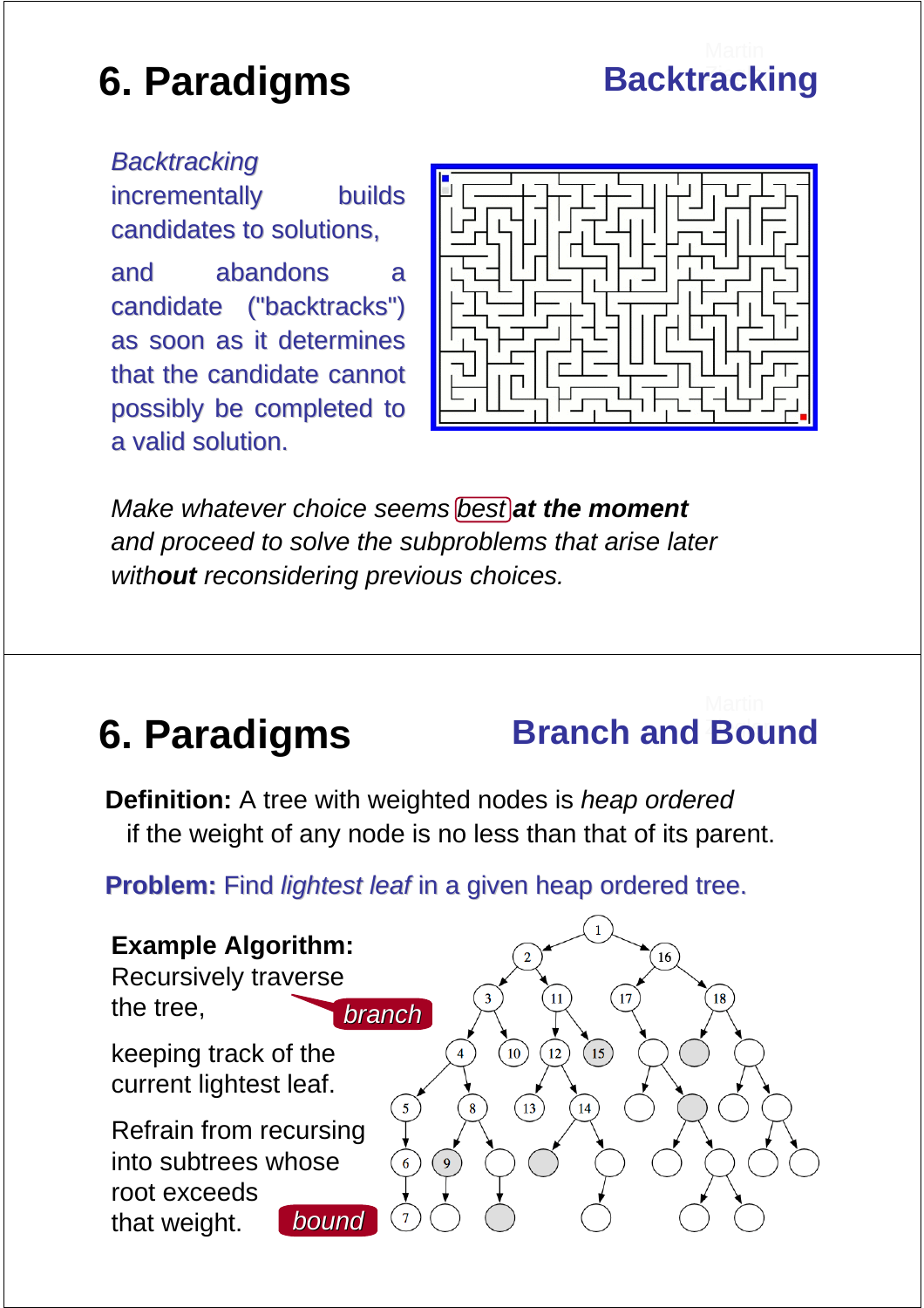# 6. Paradigms

## Backtracking

*Backtracking* incrementally builds candidates to solutions,

and abandons a candidate ("backtracks") as soon as it determines that the candidate cannot possibly be completed to a valid solution.

*Make whatever choice seems best **at the moment** and proceed to solve the subproblems that arise later with**out** reconsidering previous choices.*

# 6. Paradigms

## Branch and Bound

**Definition:** A tree with weighted nodes is *heap ordered* if the weight of any node is no less than that of its parent.

**Problem:** Find *lightest leaf* in a given heap ordered tree.

**Example Algorithm:**
Recursively traverse the tree, *branch*

keeping track of the current lightest leaf.

Refrain from recursing into subtrees whose root exceeds that weight. *bound*

1
2
16
3
11
17
18
4
10
12
15
5
8
13
14
6
9
7